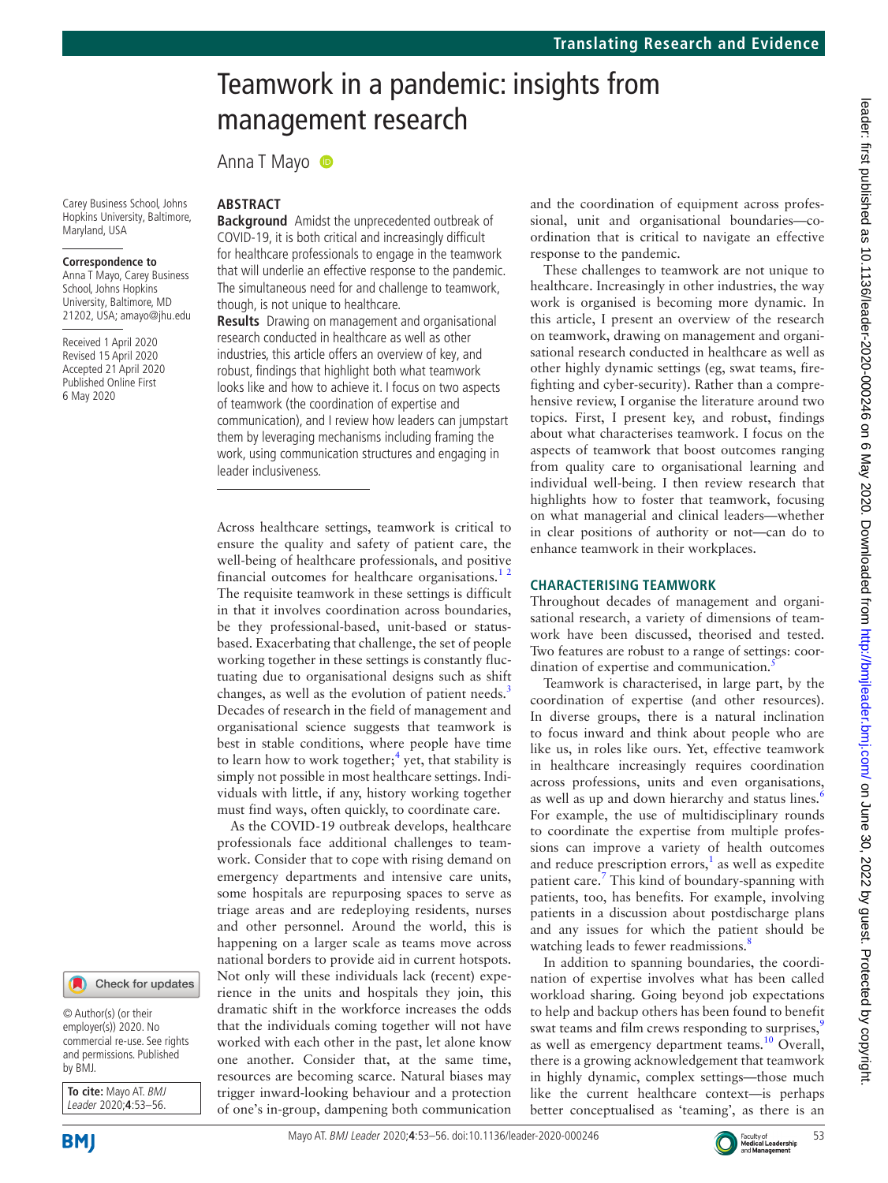# Teamwork in a pandemic: insights from management research

Anna T Mayo

Carey Business School, Johns Hopkins University, Baltimore, Maryland, USA

**Correspondence to**
Anna T Mayo, Carey Business School, Johns Hopkins University, Baltimore, MD 21202, USA; amayo@jhu.edu

Received 1 April 2020
Revised 15 April 2020
Accepted 21 April 2020
Published Online First 6 May 2020

© Author(s) (or their employer(s)) 2020. No commercial re-use. See rights and permissions. Published by BMJ.

**To cite:** Mayo AT. *BMJ Leader* 2020;**4**:53–56.

## ABSTRACT

**Background** Amidst the unprecedented outbreak of COVID-19, it is both critical and increasingly difficult for healthcare professionals to engage in the teamwork that will underlie an effective response to the pandemic. The simultaneous need for and challenge to teamwork, though, is not unique to healthcare.

**Results** Drawing on management and organisational research conducted in healthcare as well as other industries, this article offers an overview of key, and robust, findings that highlight both what teamwork looks like and how to achieve it. I focus on two aspects of teamwork (the coordination of expertise and communication), and I review how leaders can jumpstart them by leveraging mechanisms including framing the work, using communication structures and engaging in leader inclusiveness.

Across healthcare settings, teamwork is critical to ensure the quality and safety of patient care, the well-being of healthcare professionals, and positive financial outcomes for healthcare organisations.[1 2] The requisite teamwork in these settings is difficult in that it involves coordination across boundaries, be they professional-based, unit-based or status-based. Exacerbating that challenge, the set of people working together in these settings is constantly fluctuating due to organisational designs such as shift changes, as well as the evolution of patient needs.[3] Decades of research in the field of management and organisational science suggests that teamwork is best in stable conditions, where people have time to learn how to work together;[4] yet, that stability is simply not possible in most healthcare settings. Individuals with little, if any, history working together must find ways, often quickly, to coordinate care.

As the COVID-19 outbreak develops, healthcare professionals face additional challenges to teamwork. Consider that to cope with rising demand on emergency departments and intensive care units, some hospitals are repurposing spaces to serve as triage areas and are redeploying residents, nurses and other personnel. Around the world, this is happening on a larger scale as teams move across national borders to provide aid in current hotspots. Not only will these individuals lack (recent) experience in the units and hospitals they join, this dramatic shift in the workforce increases the odds that the individuals coming together will not have worked with each other in the past, let alone know one another. Consider that, at the same time, resources are becoming scarce. Natural biases may trigger inward-looking behaviour and a protection of one's in-group, dampening both communication and the coordination of equipment across professional, unit and organisational boundaries—coordination that is critical to navigate an effective response to the pandemic.

These challenges to teamwork are not unique to healthcare. Increasingly in other industries, the way work is organised is becoming more dynamic. In this article, I present an overview of the research on teamwork, drawing on management and organisational research conducted in healthcare as well as other highly dynamic settings (eg, swat teams, firefighting and cyber-security). Rather than a comprehensive review, I organise the literature around two topics. First, I present key, and robust, findings about what characterises teamwork. I focus on the aspects of teamwork that boost outcomes ranging from quality care to organisational learning and individual well-being. I then review research that highlights how to foster that teamwork, focusing on what managerial and clinical leaders—whether in clear positions of authority or not—can do to enhance teamwork in their workplaces.

## CHARACTERISING TEAMWORK

Throughout decades of management and organisational research, a variety of dimensions of teamwork have been discussed, theorised and tested. Two features are robust to a range of settings: coordination of expertise and communication.[5]

Teamwork is characterised, in large part, by the coordination of expertise (and other resources). In diverse groups, there is a natural inclination to focus inward and think about people who are like us, in roles like ours. Yet, effective teamwork in healthcare increasingly requires coordination across professions, units and even organisations, as well as up and down hierarchy and status lines.[6] For example, the use of multidisciplinary rounds to coordinate the expertise from multiple professions can improve a variety of health outcomes and reduce prescription errors,[1] as well as expedite patient care.[7] This kind of boundary-spanning with patients, too, has benefits. For example, involving patients in a discussion about postdischarge plans and any issues for which the patient should be watching leads to fewer readmissions.[8]

In addition to spanning boundaries, the coordination of expertise involves what has been called workload sharing. Going beyond job expectations to help and backup others has been found to benefit swat teams and film crews responding to surprises,[9] as well as emergency department teams.[10] Overall, there is a growing acknowledgement that teamwork in highly dynamic, complex settings—those much like the current healthcare context—is perhaps better conceptualised as 'teaming', as there is an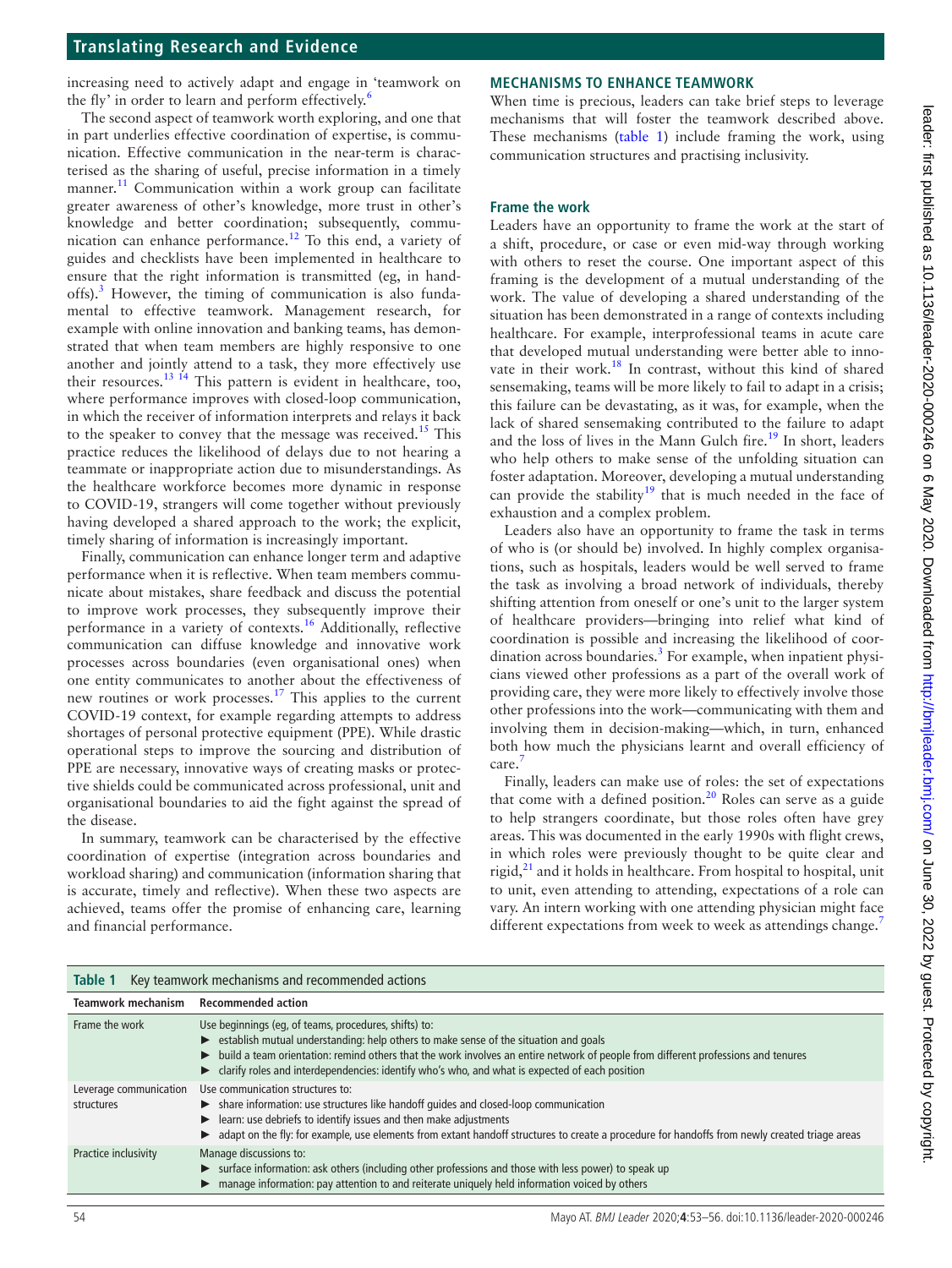increasing need to actively adapt and engage in 'teamwork on the fly' in order to learn and perform effectively.[6]

The second aspect of teamwork worth exploring, and one that in part underlies effective coordination of expertise, is communication. Effective communication in the near-term is characterised as the sharing of useful, precise information in a timely manner.[11] Communication within a work group can facilitate greater awareness of other's knowledge, more trust in other's knowledge and better coordination; subsequently, communication can enhance performance.[12] To this end, a variety of guides and checklists have been implemented in healthcare to ensure that the right information is transmitted (eg, in handoffs).[3] However, the timing of communication is also fundamental to effective teamwork. Management research, for example with online innovation and banking teams, has demonstrated that when team members are highly responsive to one another and jointly attend to a task, they more effectively use their resources.[13,14] This pattern is evident in healthcare, too, where performance improves with closed-loop communication, in which the receiver of information interprets and relays it back to the speaker to convey that the message was received.[15] This practice reduces the likelihood of delays due to not hearing a teammate or inappropriate action due to misunderstandings. As the healthcare workforce becomes more dynamic in response to COVID-19, strangers will come together without previously having developed a shared approach to the work; the explicit, timely sharing of information is increasingly important.

Finally, communication can enhance longer term and adaptive performance when it is reflective. When team members communicate about mistakes, share feedback and discuss the potential to improve work processes, they subsequently improve their performance in a variety of contexts.[16] Additionally, reflective communication can diffuse knowledge and innovative work processes across boundaries (even organisational ones) when one entity communicates to another about the effectiveness of new routines or work processes.[17] This applies to the current COVID-19 context, for example regarding attempts to address shortages of personal protective equipment (PPE). While drastic operational steps to improve the sourcing and distribution of PPE are necessary, innovative ways of creating masks or protective shields could be communicated across professional, unit and organisational boundaries to aid the fight against the spread of the disease.

In summary, teamwork can be characterised by the effective coordination of expertise (integration across boundaries and workload sharing) and communication (information sharing that is accurate, timely and reflective). When these two aspects are achieved, teams offer the promise of enhancing care, learning and financial performance.

## MECHANISMS TO ENHANCE TEAMWORK

When time is precious, leaders can take brief steps to leverage mechanisms that will foster the teamwork described above. These mechanisms (table 1) include framing the work, using communication structures and practising inclusivity.

### Frame the work

Leaders have an opportunity to frame the work at the start of a shift, procedure, or case or even mid-way through working with others to reset the course. One important aspect of this framing is the development of a mutual understanding of the work. The value of developing a shared understanding of the situation has been demonstrated in a range of contexts including healthcare. For example, interprofessional teams in acute care that developed mutual understanding were better able to innovate in their work.[18] In contrast, without this kind of shared sensemaking, teams will be more likely to fail to adapt in a crisis; this failure can be devastating, as it was, for example, when the lack of shared sensemaking contributed to the failure to adapt and the loss of lives in the Mann Gulch fire.[19] In short, leaders who help others to make sense of the unfolding situation can foster adaptation. Moreover, developing a mutual understanding can provide the stability[19] that is much needed in the face of exhaustion and a complex problem.

Leaders also have an opportunity to frame the task in terms of who is (or should be) involved. In highly complex organisations, such as hospitals, leaders would be well served to frame the task as involving a broad network of individuals, thereby shifting attention from oneself or one's unit to the larger system of healthcare providers—bringing into relief what kind of coordination is possible and increasing the likelihood of coordination across boundaries.[3] For example, when inpatient physicians viewed other professions as a part of the overall work of providing care, they were more likely to effectively involve those other professions into the work—communicating with them and involving them in decision-making—which, in turn, enhanced both how much the physicians learnt and overall efficiency of care.[7]

Finally, leaders can make use of roles: the set of expectations that come with a defined position.[20] Roles can serve as a guide to help strangers coordinate, but those roles often have grey areas. This was documented in the early 1990s with flight crews, in which roles were previously thought to be quite clear and rigid,[21] and it holds in healthcare. From hospital to hospital, unit to unit, even attending to attending, expectations of a role can vary. An intern working with one attending physician might face different expectations from week to week as attendings change.[7]

**Table 1** Key teamwork mechanisms and recommended actions

| Teamwork mechanism | Recommended action |
|---|---|
| Frame the work | Use beginnings (eg, of teams, procedures, shifts) to:<br>▶ establish mutual understanding: help others to make sense of the situation and goals<br>▶ build a team orientation: remind others that the work involves an entire network of people from different professions and tenures<br>▶ clarify roles and interdependencies: identify who's who, and what is expected of each position |
| Leverage communication structures | Use communication structures to:<br>▶ share information: use structures like handoff guides and closed-loop communication<br>▶ learn: use debriefs to identify issues and then make adjustments<br>▶ adapt on the fly: for example, use elements from extant handoff structures to create a procedure for handoffs from newly created triage areas |
| Practice inclusivity | Manage discussions to:<br>▶ surface information: ask others (including other professions and those with less power) to speak up<br>▶ manage information: pay attention to and reiterate uniquely held information voiced by others |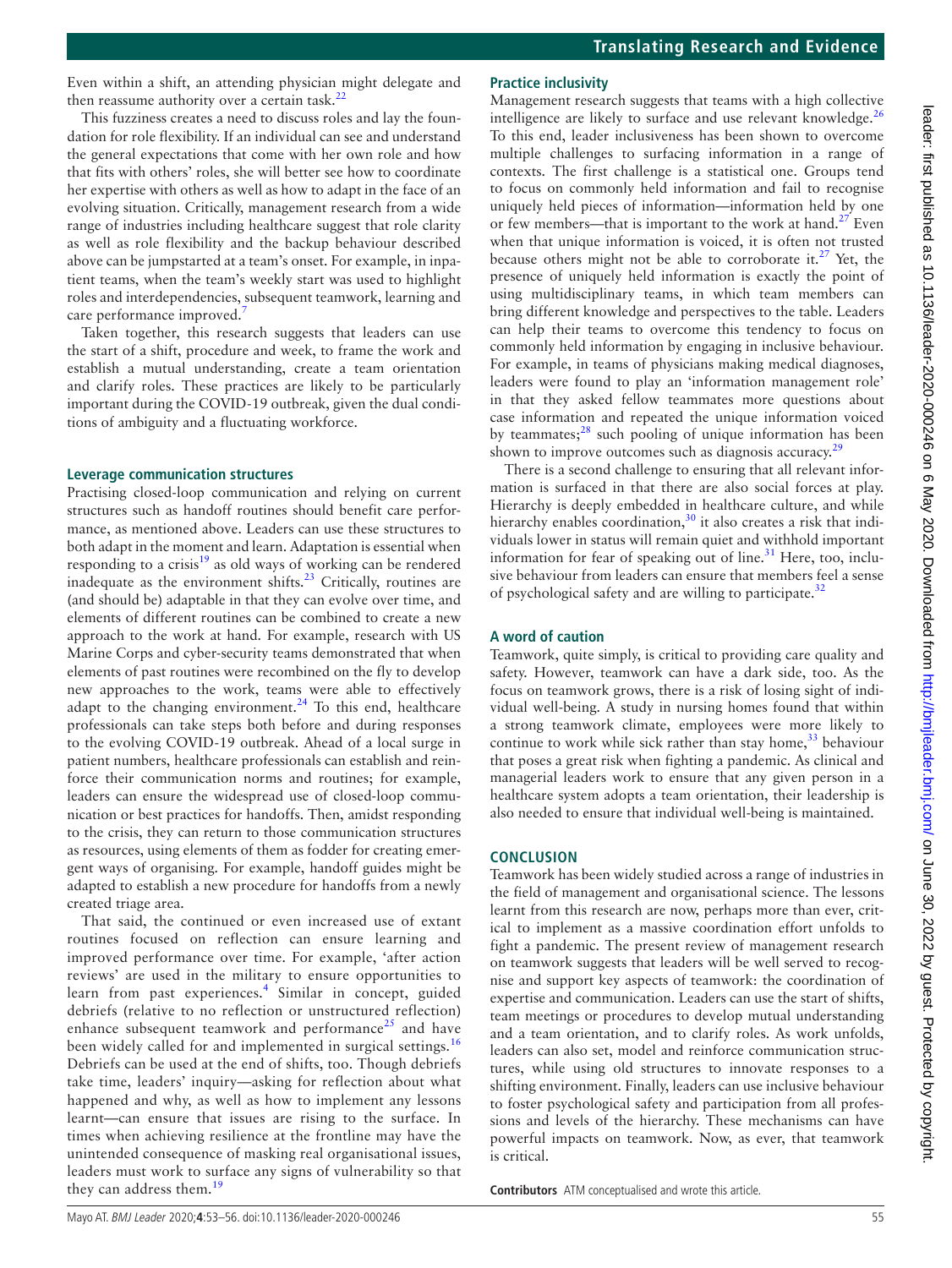Even within a shift, an attending physician might delegate and then reassume authority over a certain task.[22]

This fuzziness creates a need to discuss roles and lay the foundation for role flexibility. If an individual can see and understand the general expectations that come with her own role and how that fits with others' roles, she will better see how to coordinate her expertise with others as well as how to adapt in the face of an evolving situation. Critically, management research from a wide range of industries including healthcare suggest that role clarity as well as role flexibility and the backup behaviour described above can be jumpstarted at a team's onset. For example, in inpatient teams, when the team's weekly start was used to highlight roles and interdependencies, subsequent teamwork, learning and care performance improved.[7]

Taken together, this research suggests that leaders can use the start of a shift, procedure and week, to frame the work and establish a mutual understanding, create a team orientation and clarify roles. These practices are likely to be particularly important during the COVID-19 outbreak, given the dual conditions of ambiguity and a fluctuating workforce.

### Leverage communication structures

Practising closed-loop communication and relying on current structures such as handoff routines should benefit care performance, as mentioned above. Leaders can use these structures to both adapt in the moment and learn. Adaptation is essential when responding to a crisis[19] as old ways of working can be rendered inadequate as the environment shifts.[23] Critically, routines are (and should be) adaptable in that they can evolve over time, and elements of different routines can be combined to create a new approach to the work at hand. For example, research with US Marine Corps and cyber-security teams demonstrated that when elements of past routines were recombined on the fly to develop new approaches to the work, teams were able to effectively adapt to the changing environment.[24] To this end, healthcare professionals can take steps both before and during responses to the evolving COVID-19 outbreak. Ahead of a local surge in patient numbers, healthcare professionals can establish and reinforce their communication norms and routines; for example, leaders can ensure the widespread use of closed-loop communication or best practices for handoffs. Then, amidst responding to the crisis, they can return to those communication structures as resources, using elements of them as fodder for creating emergent ways of organising. For example, handoff guides might be adapted to establish a new procedure for handoffs from a newly created triage area.

That said, the continued or even increased use of extant routines focused on reflection can ensure learning and improved performance over time. For example, 'after action reviews' are used in the military to ensure opportunities to learn from past experiences.[4] Similar in concept, guided debriefs (relative to no reflection or unstructured reflection) enhance subsequent teamwork and performance[25] and have been widely called for and implemented in surgical settings.[16] Debriefs can be used at the end of shifts, too. Though debriefs take time, leaders' inquiry—asking for reflection about what happened and why, as well as how to implement any lessons learnt—can ensure that issues are rising to the surface. In times when achieving resilience at the frontline may have the unintended consequence of masking real organisational issues, leaders must work to surface any signs of vulnerability so that they can address them.[19]

### Practice inclusivity

Management research suggests that teams with a high collective intelligence are likely to surface and use relevant knowledge.[26] To this end, leader inclusiveness has been shown to overcome multiple challenges to surfacing information in a range of contexts. The first challenge is a statistical one. Groups tend to focus on commonly held information and fail to recognise uniquely held pieces of information—information held by one or few members—that is important to the work at hand.[27] Even when that unique information is voiced, it is often not trusted because others might not be able to corroborate it.[27] Yet, the presence of uniquely held information is exactly the point of using multidisciplinary teams, in which team members can bring different knowledge and perspectives to the table. Leaders can help their teams to overcome this tendency to focus on commonly held information by engaging in inclusive behaviour. For example, in teams of physicians making medical diagnoses, leaders were found to play an 'information management role' in that they asked fellow teammates more questions about case information and repeated the unique information voiced by teammates;[28] such pooling of unique information has been shown to improve outcomes such as diagnosis accuracy.[29]

There is a second challenge to ensuring that all relevant information is surfaced in that there are also social forces at play. Hierarchy is deeply embedded in healthcare culture, and while hierarchy enables coordination,[30] it also creates a risk that individuals lower in status will remain quiet and withhold important information for fear of speaking out of line.[31] Here, too, inclusive behaviour from leaders can ensure that members feel a sense of psychological safety and are willing to participate.[32]

### A word of caution

Teamwork, quite simply, is critical to providing care quality and safety. However, teamwork can have a dark side, too. As the focus on teamwork grows, there is a risk of losing sight of individual well-being. A study in nursing homes found that within a strong teamwork climate, employees were more likely to continue to work while sick rather than stay home,[33] behaviour that poses a great risk when fighting a pandemic. As clinical and managerial leaders work to ensure that any given person in a healthcare system adopts a team orientation, their leadership is also needed to ensure that individual well-being is maintained.

## CONCLUSION

Teamwork has been widely studied across a range of industries in the field of management and organisational science. The lessons learnt from this research are now, perhaps more than ever, critical to implement as a massive coordination effort unfolds to fight a pandemic. The present review of management research on teamwork suggests that leaders will be well served to recognise and support key aspects of teamwork: the coordination of expertise and communication. Leaders can use the start of shifts, team meetings or procedures to develop mutual understanding and a team orientation, and to clarify roles. As work unfolds, leaders can also set, model and reinforce communication structures, while using old structures to innovate responses to a shifting environment. Finally, leaders can use inclusive behaviour to foster psychological safety and participation from all professions and levels of the hierarchy. These mechanisms can have powerful impacts on teamwork. Now, as ever, that teamwork is critical.

**Contributors** ATM conceptualised and wrote this article.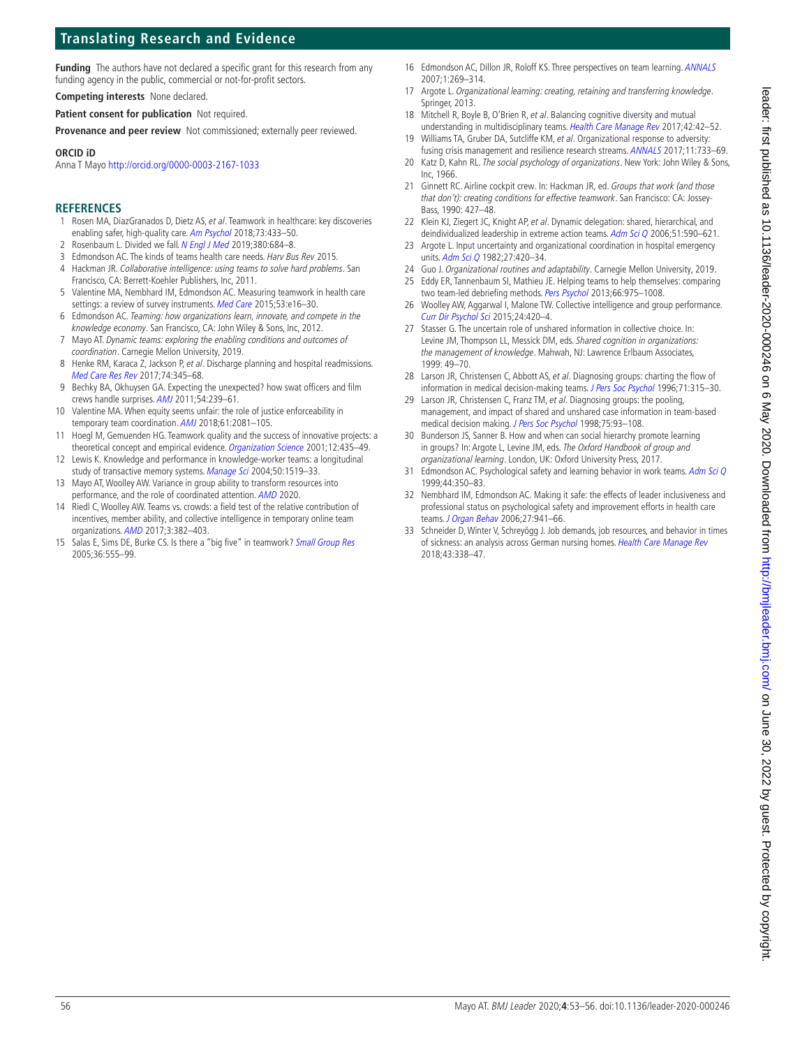**Funding** The authors have not declared a specific grant for this research from any funding agency in the public, commercial or not-for-profit sectors.

**Competing interests** None declared.

**Patient consent for publication** Not required.

**Provenance and peer review** Not commissioned; externally peer reviewed.

**ORCID iD**

Anna T Mayo http://orcid.org/0000-0003-2167-1033

## REFERENCES

1. Rosen MA, DiazGranados D, Dietz AS, *et al*. Teamwork in healthcare: key discoveries enabling safer, high-quality care. *Am Psychol* 2018;73:433–50.
2. Rosenbaum L. Divided we fall. *N Engl J Med* 2019;380:684–8.
3. Edmondson AC. The kinds of teams health care needs. *Harv Bus Rev* 2015.
4. Hackman JR. *Collaborative intelligence: using teams to solve hard problems*. San Francisco, CA: Berrett-Koehler Publishers, Inc, 2011.
5. Valentine MA, Nembhard IM, Edmondson AC. Measuring teamwork in health care settings: a review of survey instruments. *Med Care* 2015;53:e16–30.
6. Edmondson AC. *Teaming: how organizations learn, innovate, and compete in the knowledge economy*. San Francisco, CA: John Wiley & Sons, Inc, 2012.
7. Mayo AT. *Dynamic teams: exploring the enabling conditions and outcomes of coordination*. Carnegie Mellon University, 2019.
8. Henke RM, Karaca Z, Jackson P, *et al*. Discharge planning and hospital readmissions. *Med Care Res Rev* 2017;74:345–68.
9. Bechky BA, Okhuysen GA. Expecting the unexpected? how swat officers and film crews handle surprises. *AMJ* 2011;54:239–61.
10. Valentine MA. When equity seems unfair: the role of justice enforceability in temporary team coordination. *AMJ* 2018;61:2081–105.
11. Hoegl M, Gemuenden HG. Teamwork quality and the success of innovative projects: a theoretical concept and empirical evidence. *Organization Science* 2001;12:435–49.
12. Lewis K. Knowledge and performance in knowledge-worker teams: a longitudinal study of transactive memory systems. *Manage Sci* 2004;50:1519–33.
13. Mayo AT, Woolley AW. Variance in group ability to transform resources into performance, and the role of coordinated attention. *AMD* 2020.
14. Riedl C, Woolley AW. Teams vs. crowds: a field test of the relative contribution of incentives, member ability, and collective intelligence in temporary online team organizations. *AMD* 2017;3:382–403.
15. Salas E, Sims DE, Burke CS. Is there a "big five" in teamwork? *Small Group Res* 2005;36:555–99.
16. Edmondson AC, Dillon JR, Roloff KS. Three perspectives on team learning. *ANNALS* 2007;1:269–314.
17. Argote L. *Organizational learning: creating, retaining and transferring knowledge*. Springer, 2013.
18. Mitchell R, Boyle B, O'Brien R, *et al*. Balancing cognitive diversity and mutual understanding in multidisciplinary teams. *Health Care Manage Rev* 2017;42:42–52.
19. Williams TA, Gruber DA, Sutcliffe KM, *et al*. Organizational response to adversity: fusing crisis management and resilience research streams. *ANNALS* 2017;11:733–69.
20. Katz D, Kahn RL. *The social psychology of organizations*. New York: John Wiley & Sons, Inc, 1966.
21. Ginnett RC. Airline cockpit crew. In: Hackman JR, ed. *Groups that work (and those that don't): creating conditions for effective teamwork*. San Francisco: CA: Jossey-Bass, 1990: 427–48.
22. Klein KJ, Ziegert JC, Knight AP, *et al*. Dynamic delegation: shared, hierarchical, and deindividualized leadership in extreme action teams. *Adm Sci Q* 2006;51:590–621.
23. Argote L. Input uncertainty and organizational coordination in hospital emergency units. *Adm Sci Q* 1982;27:420–34.
24. Guo J. *Organizational routines and adaptability*. Carnegie Mellon University, 2019.
25. Eddy ER, Tannenbaum SI, Mathieu JE. Helping teams to help themselves: comparing two team-led debriefing methods. *Pers Psychol* 2013;66:975–1008.
26. Woolley AW, Aggarwal I, Malone TW. Collective intelligence and group performance. *Curr Dir Psychol Sci* 2015;24:420–4.
27. Stasser G. The uncertain role of unshared information in collective choice. In: Levine JM, Thompson LL, Messick DM, eds. *Shared cognition in organizations: the management of knowledge*. Mahwah, NJ: Lawrence Erlbaum Associates, 1999: 49–70.
28. Larson JR, Christensen C, Abbott AS, *et al*. Diagnosing groups: charting the flow of information in medical decision-making teams. *J Pers Soc Psychol* 1996;71:315–30.
29. Larson JR, Christensen C, Franz TM, *et al*. Diagnosing groups: the pooling, management, and impact of shared and unshared case information in team-based medical decision making. *J Pers Soc Psychol* 1998;75:93–108.
30. Bunderson JS, Sanner B. How and when can social hierarchy promote learning in groups? In: Argote L, Levine JM, eds. *The Oxford Handbook of group and organizational learning*. London, UK: Oxford University Press, 2017.
31. Edmondson AC. Psychological safety and learning behavior in work teams. *Adm Sci Q* 1999;44:350–83.
32. Nembhard IM, Edmondson AC. Making it safe: the effects of leader inclusiveness and professional status on psychological safety and improvement efforts in health care teams. *J Organ Behav* 2006;27:941–66.
33. Schneider D, Winter V, Schreyögg J. Job demands, job resources, and behavior in times of sickness: an analysis across German nursing homes. *Health Care Manage Rev* 2018;43:338–47.